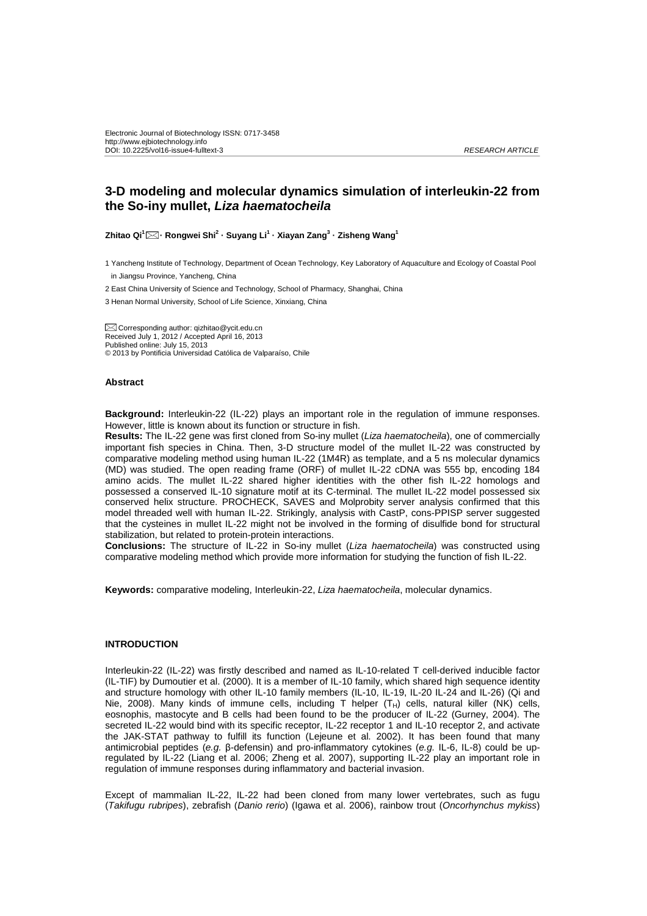Electronic Journal of Biotechnology ISSN: 0717-3458
http://www.ejbiotechnology.info
DOI: 10.2225/vol16-issue4-fulltext-3

*RESEARCH ARTICLE*

# 3-D modeling and molecular dynamics simulation of interleukin-22 from the So-iny mullet, *Liza haematocheila*

**Zhitao Qi[1] · Rongwei Shi[2] · Suyang Li[1] · Xiayan Zang[3] · Zisheng Wang[1]**

1 Yancheng Institute of Technology, Department of Ocean Technology, Key Laboratory of Aquaculture and Ecology of Coastal Pool in Jiangsu Province, Yancheng, China

2 East China University of Science and Technology, School of Pharmacy, Shanghai, China

3 Henan Normal University, School of Life Science, Xinxiang, China

Corresponding author: qizhitao@ycit.edu.cn
Received July 1, 2012 / Accepted April 16, 2013
Published online: July 15, 2013
© 2013 by Pontificia Universidad Católica de Valparaíso, Chile

## Abstract

**Background:** Interleukin-22 (IL-22) plays an important role in the regulation of immune responses. However, little is known about its function or structure in fish.

**Results:** The IL-22 gene was first cloned from So-iny mullet (*Liza haematocheila*), one of commercially important fish species in China. Then, 3-D structure model of the mullet IL-22 was constructed by comparative modeling method using human IL-22 (1M4R) as template, and a 5 ns molecular dynamics (MD) was studied. The open reading frame (ORF) of mullet IL-22 cDNA was 555 bp, encoding 184 amino acids. The mullet IL-22 shared higher identities with the other fish IL-22 homologs and possessed a conserved IL-10 signature motif at its C-terminal. The mullet IL-22 model possessed six conserved helix structure. PROCHECK, SAVES and Molprobity server analysis confirmed that this model threaded well with human IL-22. Strikingly, analysis with CastP, cons-PPISP server suggested that the cysteines in mullet IL-22 might not be involved in the forming of disulfide bond for structural stabilization, but related to protein-protein interactions.

**Conclusions:** The structure of IL-22 in So-iny mullet (*Liza haematocheila*) was constructed using comparative modeling method which provide more information for studying the function of fish IL-22.

**Keywords:** comparative modeling, Interleukin-22, *Liza haematocheila*, molecular dynamics.

## INTRODUCTION

Interleukin-22 (IL-22) was firstly described and named as IL-10-related T cell-derived inducible factor (IL-TIF) by Dumoutier et al. (2000). It is a member of IL-10 family, which shared high sequence identity and structure homology with other IL-10 family members (IL-10, IL-19, IL-20 IL-24 and IL-26) (Qi and Nie, 2008). Many kinds of immune cells, including T helper ($T_H$) cells, natural killer (NK) cells, eosnophis, mastocyte and B cells had been found to be the producer of IL-22 (Gurney, 2004). The secreted IL-22 would bind with its specific receptor, IL-22 receptor 1 and IL-10 receptor 2, and activate the JAK-STAT pathway to fulfill its function (Lejeune et al. 2002). It has been found that many antimicrobial peptides (*e.g.* β-defensin) and pro-inflammatory cytokines (*e.g.* IL-6, IL-8) could be up-regulated by IL-22 (Liang et al. 2006; Zheng et al. 2007), supporting IL-22 play an important role in regulation of immune responses during inflammatory and bacterial invasion.

Except of mammalian IL-22, IL-22 had been cloned from many lower vertebrates, such as fugu (*Takifugu rubripes*), zebrafish (*Danio rerio*) (Igawa et al. 2006), rainbow trout (*Oncorhynchus mykiss*)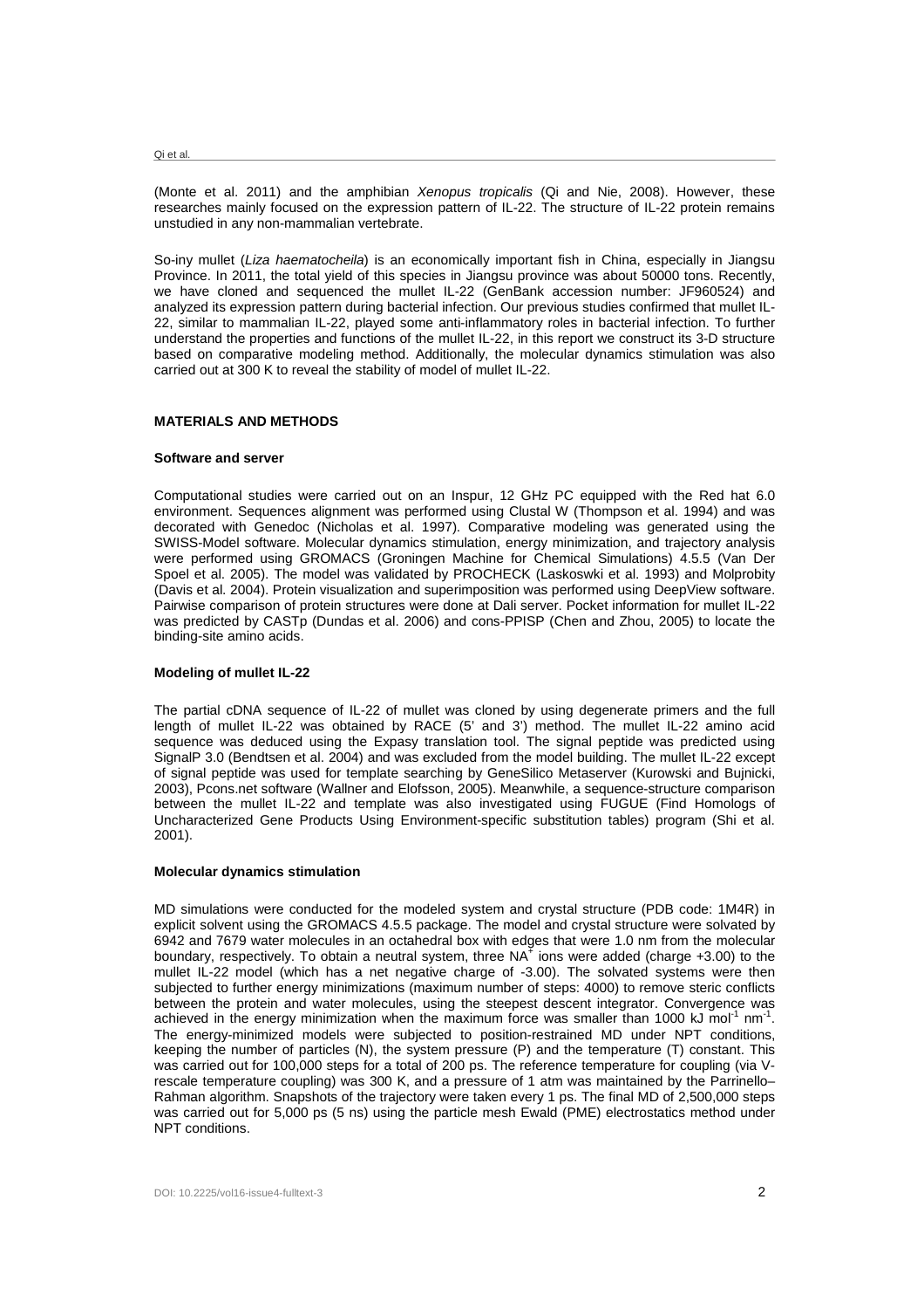(Monte et al. 2011) and the amphibian *Xenopus tropicalis* (Qi and Nie, 2008). However, these researches mainly focused on the expression pattern of IL-22. The structure of IL-22 protein remains unstudied in any non-mammalian vertebrate.

So-iny mullet (*Liza haematocheila*) is an economically important fish in China, especially in Jiangsu Province. In 2011, the total yield of this species in Jiangsu province was about 50000 tons. Recently, we have cloned and sequenced the mullet IL-22 (GenBank accession number: JF960524) and analyzed its expression pattern during bacterial infection. Our previous studies confirmed that mullet IL-22, similar to mammalian IL-22, played some anti-inflammatory roles in bacterial infection. To further understand the properties and functions of the mullet IL-22, in this report we construct its 3-D structure based on comparative modeling method. Additionally, the molecular dynamics stimulation was also carried out at 300 K to reveal the stability of model of mullet IL-22.

## MATERIALS AND METHODS

### Software and server

Computational studies were carried out on an Inspur, 12 GHz PC equipped with the Red hat 6.0 environment. Sequences alignment was performed using Clustal W (Thompson et al. 1994) and was decorated with Genedoc (Nicholas et al. 1997). Comparative modeling was generated using the SWISS-Model software. Molecular dynamics stimulation, energy minimization, and trajectory analysis were performed using GROMACS (Groningen Machine for Chemical Simulations) 4.5.5 (Van Der Spoel et al. 2005). The model was validated by PROCHECK (Laskoswki et al. 1993) and Molprobity (Davis et al. 2004). Protein visualization and superimposition was performed using DeepView software. Pairwise comparison of protein structures were done at Dali server. Pocket information for mullet IL-22 was predicted by CASTp (Dundas et al. 2006) and cons-PPISP (Chen and Zhou, 2005) to locate the binding-site amino acids.

### Modeling of mullet IL-22

The partial cDNA sequence of IL-22 of mullet was cloned by using degenerate primers and the full length of mullet IL-22 was obtained by RACE (5' and 3') method. The mullet IL-22 amino acid sequence was deduced using the Expasy translation tool. The signal peptide was predicted using SignalP 3.0 (Bendtsen et al. 2004) and was excluded from the model building. The mullet IL-22 except of signal peptide was used for template searching by GeneSilico Metaserver (Kurowski and Bujnicki, 2003), Pcons.net software (Wallner and Elofsson, 2005). Meanwhile, a sequence-structure comparison between the mullet IL-22 and template was also investigated using FUGUE (Find Homologs of Uncharacterized Gene Products Using Environment-specific substitution tables) program (Shi et al. 2001).

### Molecular dynamics stimulation

MD simulations were conducted for the modeled system and crystal structure (PDB code: 1M4R) in explicit solvent using the GROMACS 4.5.5 package. The model and crystal structure were solvated by 6942 and 7679 water molecules in an octahedral box with edges that were 1.0 nm from the molecular boundary, respectively. To obtain a neutral system, three $NA^+$ ions were added (charge +3.00) to the mullet IL-22 model (which has a net negative charge of -3.00). The solvated systems were then subjected to further energy minimizations (maximum number of steps: 4000) to remove steric conflicts between the protein and water molecules, using the steepest descent integrator. Convergence was achieved in the energy minimization when the maximum force was smaller than 1000 kJ $mol^{-1}$ $nm^{-1}$. The energy-minimized models were subjected to position-restrained MD under NPT conditions, keeping the number of particles (N), the system pressure (P) and the temperature (T) constant. This was carried out for 100,000 steps for a total of 200 ps. The reference temperature for coupling (via V-rescale temperature coupling) was 300 K, and a pressure of 1 atm was maintained by the Parrinello–Rahman algorithm. Snapshots of the trajectory were taken every 1 ps. The final MD of 2,500,000 steps was carried out for 5,000 ps (5 ns) using the particle mesh Ewald (PME) electrostatics method under NPT conditions.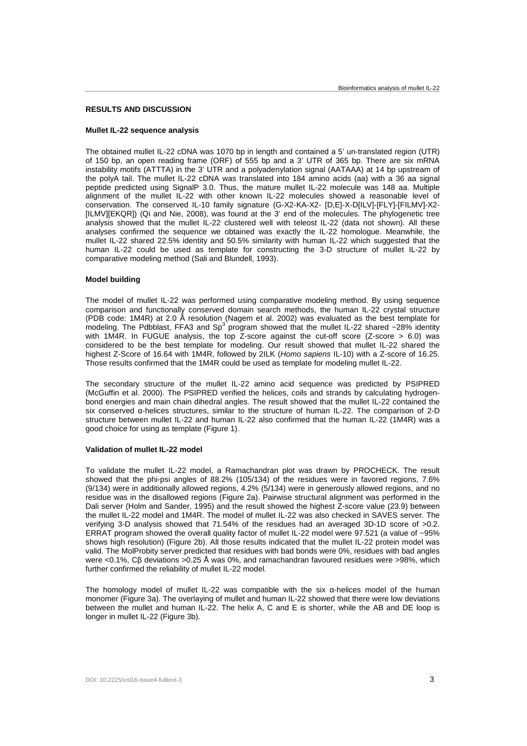## RESULTS AND DISCUSSION

### Mullet IL-22 sequence analysis

The obtained mullet IL-22 cDNA was 1070 bp in length and contained a 5' un-translated region (UTR) of 150 bp, an open reading frame (ORF) of 555 bp and a 3' UTR of 365 bp. There are six mRNA instability motifs (ATTTA) in the 3' UTR and a polyadenylation signal (AATAAA) at 14 bp upstream of the polyA tail. The mullet IL-22 cDNA was translated into 184 amino acids (aa) with a 36 aa signal peptide predicted using SignalP 3.0. Thus, the mature mullet IL-22 molecule was 148 aa. Multiple alignment of the mullet IL-22 with other known IL-22 molecules showed a reasonable level of conservation. The conserved IL-10 family signature (G-X2-KA-X2- [D,E]-X-D[ILV]-[FLY]-[FILMV]-X2-[ILMV][EKQR]) (Qi and Nie, 2008), was found at the 3' end of the molecules. The phylogenetic tree analysis showed that the mullet IL-22 clustered well with teleost IL-22 (data not shown). All these analyses confirmed the sequence we obtained was exactly the IL-22 homologue. Meanwhile, the mullet IL-22 shared 22.5% identity and 50.5% similarity with human IL-22 which suggested that the human IL-22 could be used as template for constructing the 3-D structure of mullet IL-22 by comparative modeling method (Sali and Blundell, 1993).

### Model building

The model of mullet IL-22 was performed using comparative modeling method. By using sequence comparison and functionally conserved domain search methods, the human IL-22 crystal structure (PDB code: 1M4R) at 2.0 Å resolution (Nagem et al. 2002) was evaluated as the best template for modeling. The Pdbblast, FFA3 and $Sp^3$ program showed that the mullet IL-22 shared ~28% identity with 1M4R. In FUGUE analysis, the top Z-score against the cut-off score (Z-score > 6.0) was considered to be the best template for modeling. Our result showed that mullet IL-22 shared the highest Z-Score of 16.64 with 1M4R, followed by 2ILK (*Homo sapiens* IL-10) with a Z-score of 16.25. Those results confirmed that the 1M4R could be used as template for modeling mullet IL-22.

The secondary structure of the mullet IL-22 amino acid sequence was predicted by PSIPRED (McGuffin et al. 2000). The PSIPRED verified the helices, coils and strands by calculating hydrogen-bond energies and main chain dihedral angles. The result showed that the mullet IL-22 contained the six conserved α-helices structures, similar to the structure of human IL-22. The comparison of 2-D structure between mullet IL-22 and human IL-22 also confirmed that the human IL-22 (1M4R) was a good choice for using as template (Figure 1).

### Validation of mullet IL-22 model

To validate the mullet IL-22 model, a Ramachandran plot was drawn by PROCHECK. The result showed that the phi-psi angles of 88.2% (105/134) of the residues were in favored regions, 7.6% (9/134) were in additionally allowed regions, 4.2% (5/134) were in generously allowed regions, and no residue was in the disallowed regions (Figure 2a). Pairwise structural alignment was performed in the Dali server (Holm and Sander, 1995) and the result showed the highest Z-score value (23.9) between the mullet IL-22 model and 1M4R. The model of mullet IL-22 was also checked in SAVES server. The verifying 3-D analysis showed that 71.54% of the residues had an averaged 3D-1D score of >0.2. ERRAT program showed the overall quality factor of mullet IL-22 model were 97.521 (a value of ~95% shows high resolution) (Figure 2b). All those results indicated that the mullet IL-22 protein model was valid. The MolProbity server predicted that residues with bad bonds were 0%, residues with bad angles were <0.1%, Cβ deviations >0.25 Å was 0%, and ramachandran favoured residues were >98%, which further confirmed the reliability of mullet IL-22 model.

The homology model of mullet IL-22 was compatible with the six α-helices model of the human monomer (Figure 3a). The overlaying of mullet and human IL-22 showed that there were low deviations between the mullet and human IL-22. The helix A, C and E is shorter, while the AB and DE loop is longer in mullet IL-22 (Figure 3b).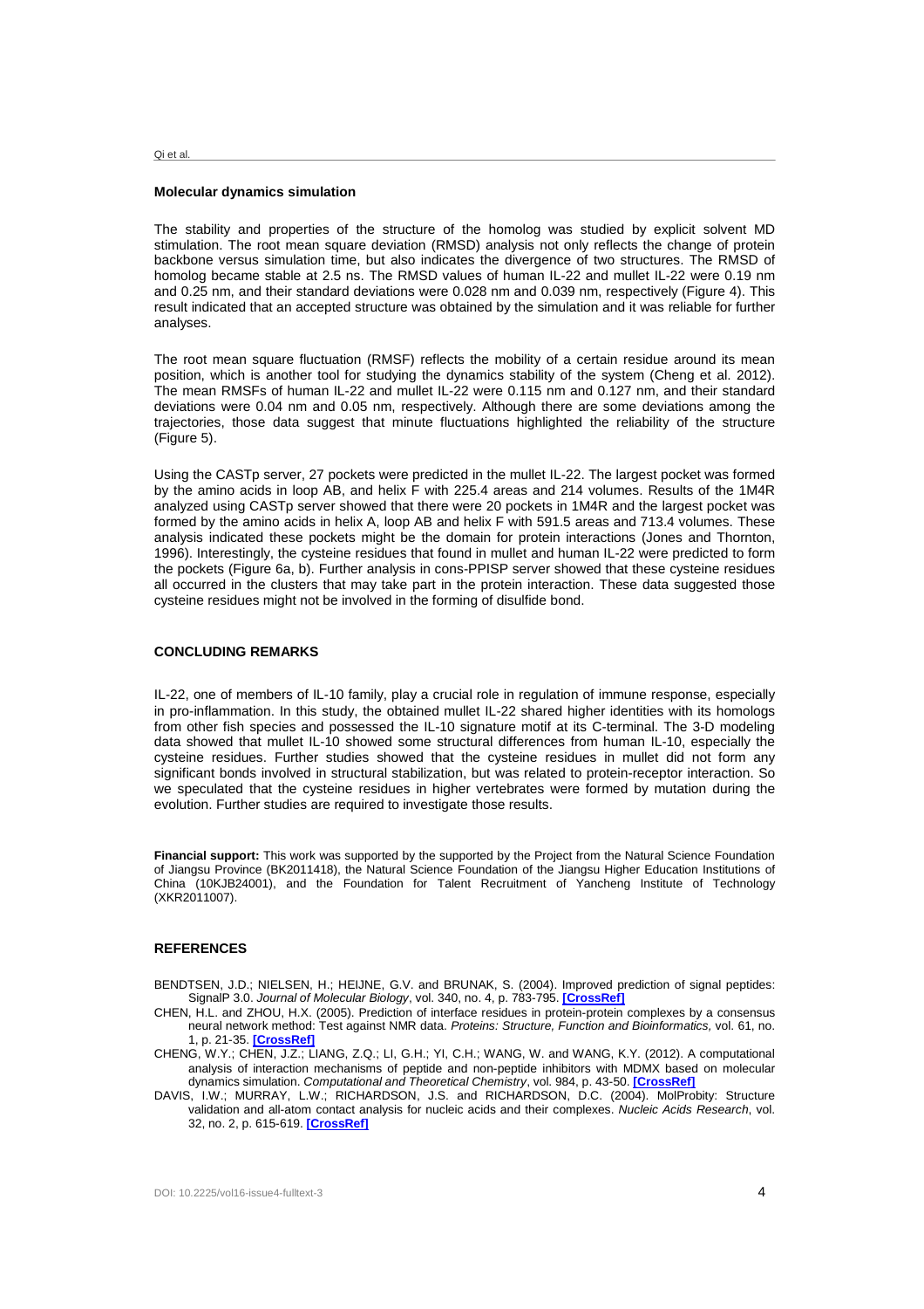### Molecular dynamics simulation

The stability and properties of the structure of the homolog was studied by explicit solvent MD stimulation. The root mean square deviation (RMSD) analysis not only reflects the change of protein backbone versus simulation time, but also indicates the divergence of two structures. The RMSD of homolog became stable at 2.5 ns. The RMSD values of human IL-22 and mullet IL-22 were 0.19 nm and 0.25 nm, and their standard deviations were 0.028 nm and 0.039 nm, respectively (Figure 4). This result indicated that an accepted structure was obtained by the simulation and it was reliable for further analyses.

The root mean square fluctuation (RMSF) reflects the mobility of a certain residue around its mean position, which is another tool for studying the dynamics stability of the system (Cheng et al. 2012). The mean RMSFs of human IL-22 and mullet IL-22 were 0.115 nm and 0.127 nm, and their standard deviations were 0.04 nm and 0.05 nm, respectively. Although there are some deviations among the trajectories, those data suggest that minute fluctuations highlighted the reliability of the structure (Figure 5).

Using the CASTp server, 27 pockets were predicted in the mullet IL-22. The largest pocket was formed by the amino acids in loop AB, and helix F with 225.4 areas and 214 volumes. Results of the 1M4R analyzed using CASTp server showed that there were 20 pockets in 1M4R and the largest pocket was formed by the amino acids in helix A, loop AB and helix F with 591.5 areas and 713.4 volumes. These analysis indicated these pockets might be the domain for protein interactions (Jones and Thornton, 1996). Interestingly, the cysteine residues that found in mullet and human IL-22 were predicted to form the pockets (Figure 6a, b). Further analysis in cons-PPISP server showed that these cysteine residues all occurred in the clusters that may take part in the protein interaction. These data suggested those cysteine residues might not be involved in the forming of disulfide bond.

## CONCLUDING REMARKS

IL-22, one of members of IL-10 family, play a crucial role in regulation of immune response, especially in pro-inflammation. In this study, the obtained mullet IL-22 shared higher identities with its homologs from other fish species and possessed the IL-10 signature motif at its C-terminal. The 3-D modeling data showed that mullet IL-10 showed some structural differences from human IL-10, especially the cysteine residues. Further studies showed that the cysteine residues in mullet did not form any significant bonds involved in structural stabilization, but was related to protein-receptor interaction. So we speculated that the cysteine residues in higher vertebrates were formed by mutation during the evolution. Further studies are required to investigate those results.

**Financial support:** This work was supported by the supported by the Project from the Natural Science Foundation of Jiangsu Province (BK2011418), the Natural Science Foundation of the Jiangsu Higher Education Institutions of China (10KJB24001), and the Foundation for Talent Recruitment of Yancheng Institute of Technology (XKR2011007).

## REFERENCES

BENDTSEN, J.D.; NIELSEN, H.; HEIJNE, G.V. and BRUNAK, S. (2004). Improved prediction of signal peptides: SignalP 3.0. *Journal of Molecular Biology*, vol. 340, no. 4, p. 783-795. **[CrossRef]**

CHEN, H.L. and ZHOU, H.X. (2005). Prediction of interface residues in protein-protein complexes by a consensus neural network method: Test against NMR data. *Proteins: Structure, Function and Bioinformatics,* vol. 61, no. 1, p. 21-35. **[CrossRef]**

CHENG, W.Y.; CHEN, J.Z.; LIANG, Z.Q.; LI, G.H.; YI, C.H.; WANG, W. and WANG, K.Y. (2012). A computational analysis of interaction mechanisms of peptide and non-peptide inhibitors with MDMX based on molecular dynamics simulation. *Computational and Theoretical Chemistry*, vol. 984, p. 43-50. **[CrossRef]**

DAVIS, I.W.; MURRAY, L.W.; RICHARDSON, J.S. and RICHARDSON, D.C. (2004). MolProbity: Structure validation and all-atom contact analysis for nucleic acids and their complexes. *Nucleic Acids Research*, vol. 32, no. 2, p. 615-619. **[CrossRef]**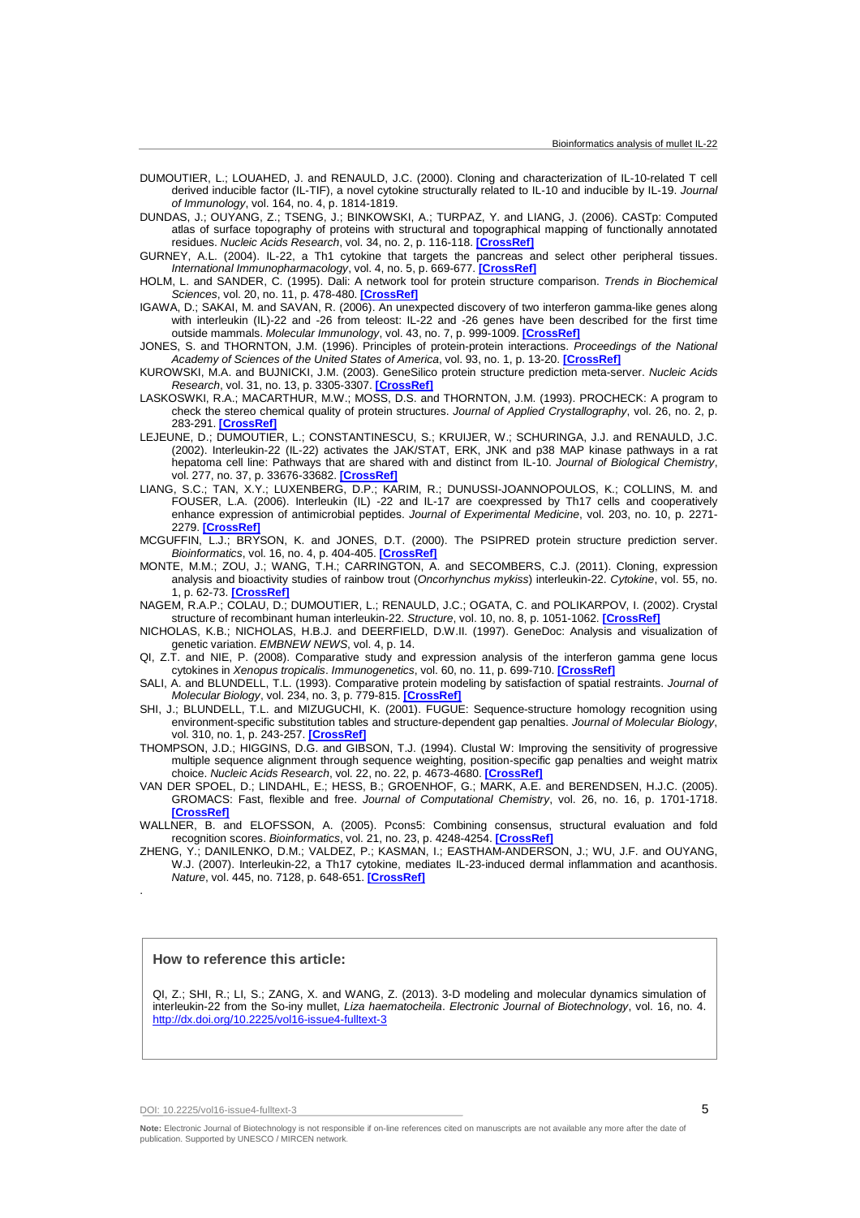DUMOUTIER, L.; LOUAHED, J. and RENAULD, J.C. (2000). Cloning and characterization of IL-10-related T cell derived inducible factor (IL-TIF), a novel cytokine structurally related to IL-10 and inducible by IL-19. *Journal of Immunology*, vol. 164, no. 4, p. 1814-1819.

DUNDAS, J.; OUYANG, Z.; TSENG, J.; BINKOWSKI, A.; TURPAZ, Y. and LIANG, J. (2006). CASTp: Computed atlas of surface topography of proteins with structural and topographical mapping of functionally annotated residues. *Nucleic Acids Research*, vol. 34, no. 2, p. 116-118. **[CrossRef]**

GURNEY, A.L. (2004). IL-22, a Th1 cytokine that targets the pancreas and select other peripheral tissues. *International Immunopharmacology*, vol. 4, no. 5, p. 669-677. **[CrossRef]**

HOLM, L. and SANDER, C. (1995). Dali: A network tool for protein structure comparison. *Trends in Biochemical Sciences*, vol. 20, no. 11, p. 478-480. **[CrossRef]**

IGAWA, D.; SAKAI, M. and SAVAN, R. (2006). An unexpected discovery of two interferon gamma-like genes along with interleukin (IL)-22 and -26 from teleost: IL-22 and -26 genes have been described for the first time outside mammals. *Molecular Immunology*, vol. 43, no. 7, p. 999-1009. **[CrossRef]**

JONES, S. and THORNTON, J.M. (1996). Principles of protein-protein interactions. *Proceedings of the National Academy of Sciences of the United States of America*, vol. 93, no. 1, p. 13-20. **[CrossRef]**

KUROWSKI, M.A. and BUJNICKI, J.M. (2003). GeneSilico protein structure prediction meta-server. *Nucleic Acids Research*, vol. 31, no. 13, p. 3305-3307. **[CrossRef]**

LASKOSWKI, R.A.; MACARTHUR, M.W.; MOSS, D.S. and THORNTON, J.M. (1993). PROCHECK: A program to check the stereo chemical quality of protein structures. *Journal of Applied Crystallography*, vol. 26, no. 2, p. 283-291. **[CrossRef]**

LEJEUNE, D.; DUMOUTIER, L.; CONSTANTINESCU, S.; KRUIJER, W.; SCHURINGA, J.J. and RENAULD, J.C. (2002). Interleukin-22 (IL-22) activates the JAK/STAT, ERK, JNK and p38 MAP kinase pathways in a rat hepatoma cell line: Pathways that are shared with and distinct from IL-10. *Journal of Biological Chemistry*, vol. 277, no. 37, p. 33676-33682. **[CrossRef]**

LIANG, S.C.; TAN, X.Y.; LUXENBERG, D.P.; KARIM, R.; DUNUSSI-JOANNOPOULOS, K.; COLLINS, M. and FOUSER, L.A. (2006). Interleukin (IL) -22 and IL-17 are coexpressed by Th17 cells and cooperatively enhance expression of antimicrobial peptides. *Journal of Experimental Medicine*, vol. 203, no. 10, p. 2271-2279. **[CrossRef]**

MCGUFFIN, L.J.; BRYSON, K. and JONES, D.T. (2000). The PSIPRED protein structure prediction server. *Bioinformatics*, vol. 16, no. 4, p. 404-405. **[CrossRef]**

MONTE, M.M.; ZOU, J.; WANG, T.H.; CARRINGTON, A. and SECOMBERS, C.J. (2011). Cloning, expression analysis and bioactivity studies of rainbow trout (*Oncorhynchus mykiss*) interleukin-22. *Cytokine*, vol. 55, no. 1, p. 62-73. **[CrossRef]**

NAGEM, R.A.P.; COLAU, D.; DUMOUTIER, L.; RENAULD, J.C.; OGATA, C. and POLIKARPOV, I. (2002). Crystal structure of recombinant human interleukin-22. *Structure*, vol. 10, no. 8, p. 1051-1062. **[CrossRef]**

NICHOLAS, K.B.; NICHOLAS, H.B.J. and DEERFIELD, D.W.II. (1997). GeneDoc: Analysis and visualization of genetic variation. *EMBNEW NEWS*, vol. 4, p. 14.

QI, Z.T. and NIE, P. (2008). Comparative study and expression analysis of the interferon gamma gene locus cytokines in *Xenopus tropicalis*. *Immunogenetics*, vol. 60, no. 11, p. 699-710. **[CrossRef]**

SALI, A. and BLUNDELL, T.L. (1993). Comparative protein modeling by satisfaction of spatial restraints. *Journal of Molecular Biology*, vol. 234, no. 3, p. 779-815. **[CrossRef]**

SHI, J.; BLUNDELL, T.L. and MIZUGUCHI, K. (2001). FUGUE: Sequence-structure homology recognition using environment-specific substitution tables and structure-dependent gap penalties. *Journal of Molecular Biology*, vol. 310, no. 1, p. 243-257. **[CrossRef]**

THOMPSON, J.D.; HIGGINS, D.G. and GIBSON, T.J. (1994). Clustal W: Improving the sensitivity of progressive multiple sequence alignment through sequence weighting, position-specific gap penalties and weight matrix choice. *Nucleic Acids Research*, vol. 22, no. 22, p. 4673-4680. **[CrossRef]**

VAN DER SPOEL, D.; LINDAHL, E.; HESS, B.; GROENHOF, G.; MARK, A.E. and BERENDSEN, H.J.C. (2005). GROMACS: Fast, flexible and free. *Journal of Computational Chemistry*, vol. 26, no. 16, p. 1701-1718. **[CrossRef]**

WALLNER, B. and ELOFSSON, A. (2005). Pcons5: Combining consensus, structural evaluation and fold recognition scores. *Bioinformatics*, vol. 21, no. 23, p. 4248-4254. **[CrossRef]**

ZHENG, Y.; DANILENKO, D.M.; VALDEZ, P.; KASMAN, I.; EASTHAM-ANDERSON, J.; WU, J.F. and OUYANG, W.J. (2007). Interleukin-22, a Th17 cytokine, mediates IL-23-induced dermal inflammation and acanthosis. *Nature*, vol. 445, no. 7128, p. 648-651. **[CrossRef]**

### How to reference this article:

QI, Z.; SHI, R.; LI, S.; ZANG, X. and WANG, Z. (2013). 3-D modeling and molecular dynamics simulation of interleukin-22 from the So-iny mullet, *Liza haematocheila*. *Electronic Journal of Biotechnology*, vol. 16, no. 4. http://dx.doi.org/10.2225/vol16-issue4-fulltext-3

**Note:** Electronic Journal of Biotechnology is not responsible if on-line references cited on manuscripts are not available any more after the date of publication. Supported by UNESCO / MIRCEN network.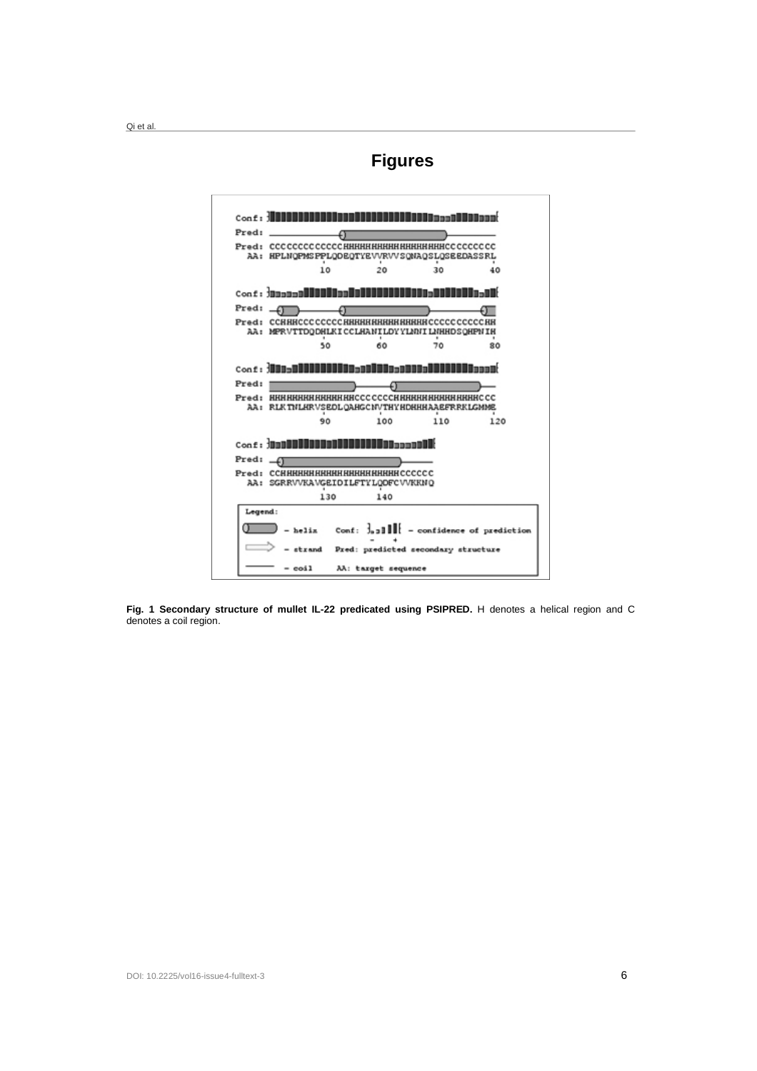# Figures

**Fig. 1 Secondary structure of mullet IL-22 predicated using PSIPRED.** H denotes a helical region and C denotes a coil region.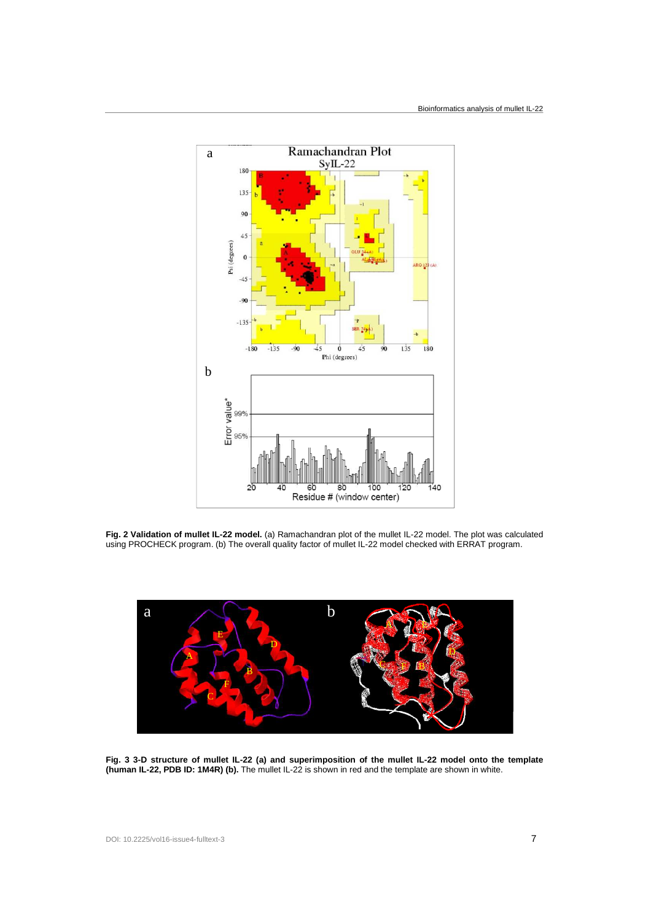**Fig. 2 Validation of mullet IL-22 model.** (a) Ramachandran plot of the mullet IL-22 model. The plot was calculated using PROCHECK program. (b) The overall quality factor of mullet IL-22 model checked with ERRAT program.

**Fig. 3 3-D structure of mullet IL-22 (a) and superimposition of the mullet IL-22 model onto the template (human IL-22, PDB ID: 1M4R) (b).** The mullet IL-22 is shown in red and the template are shown in white.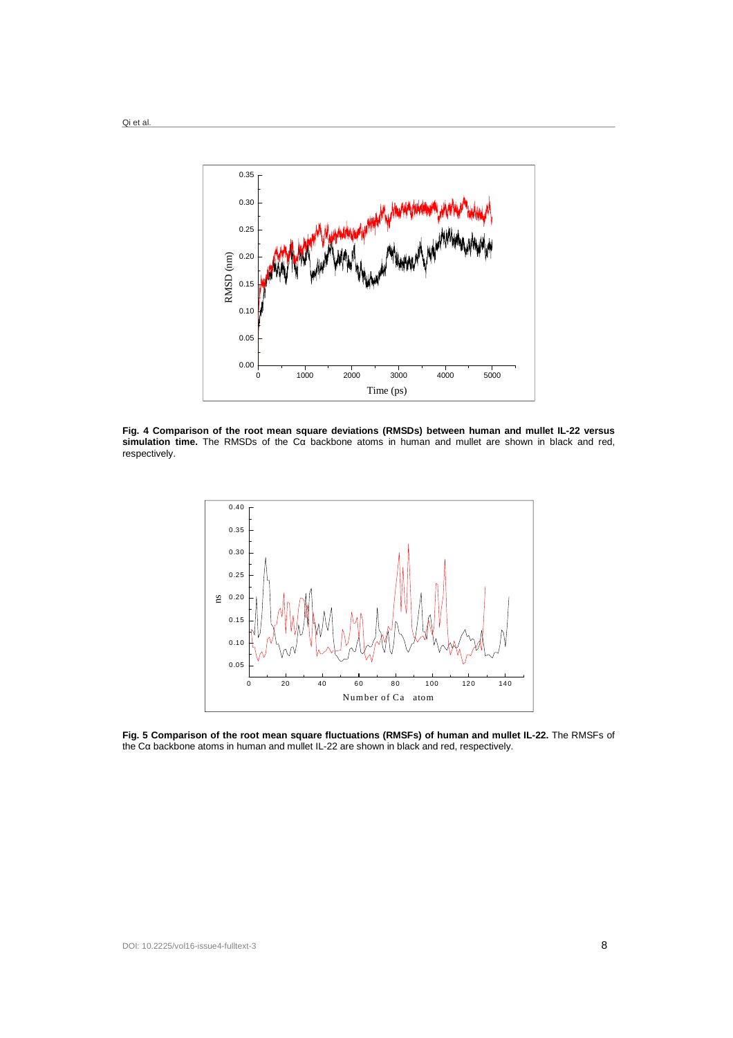**Fig. 4 Comparison of the root mean square deviations (RMSDs) between human and mullet IL-22 versus simulation time.** The RMSDs of the Cα backbone atoms in human and mullet are shown in black and red, respectively.

**Fig. 5 Comparison of the root mean square fluctuations (RMSFs) of human and mullet IL-22.** The RMSFs of the Cα backbone atoms in human and mullet IL-22 are shown in black and red, respectively.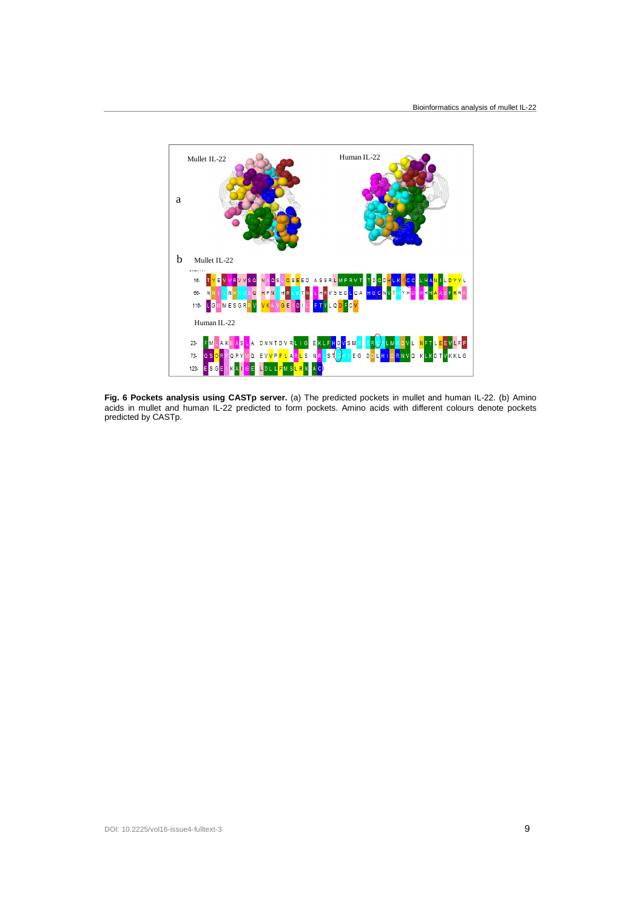**Fig. 6 Pockets analysis using CASTp server.** (a) The predicted pockets in mullet and human IL-22. (b) Amino acids in mullet and human IL-22 predicted to form pockets. Amino acids with different colours denote pockets predicted by CASTp.